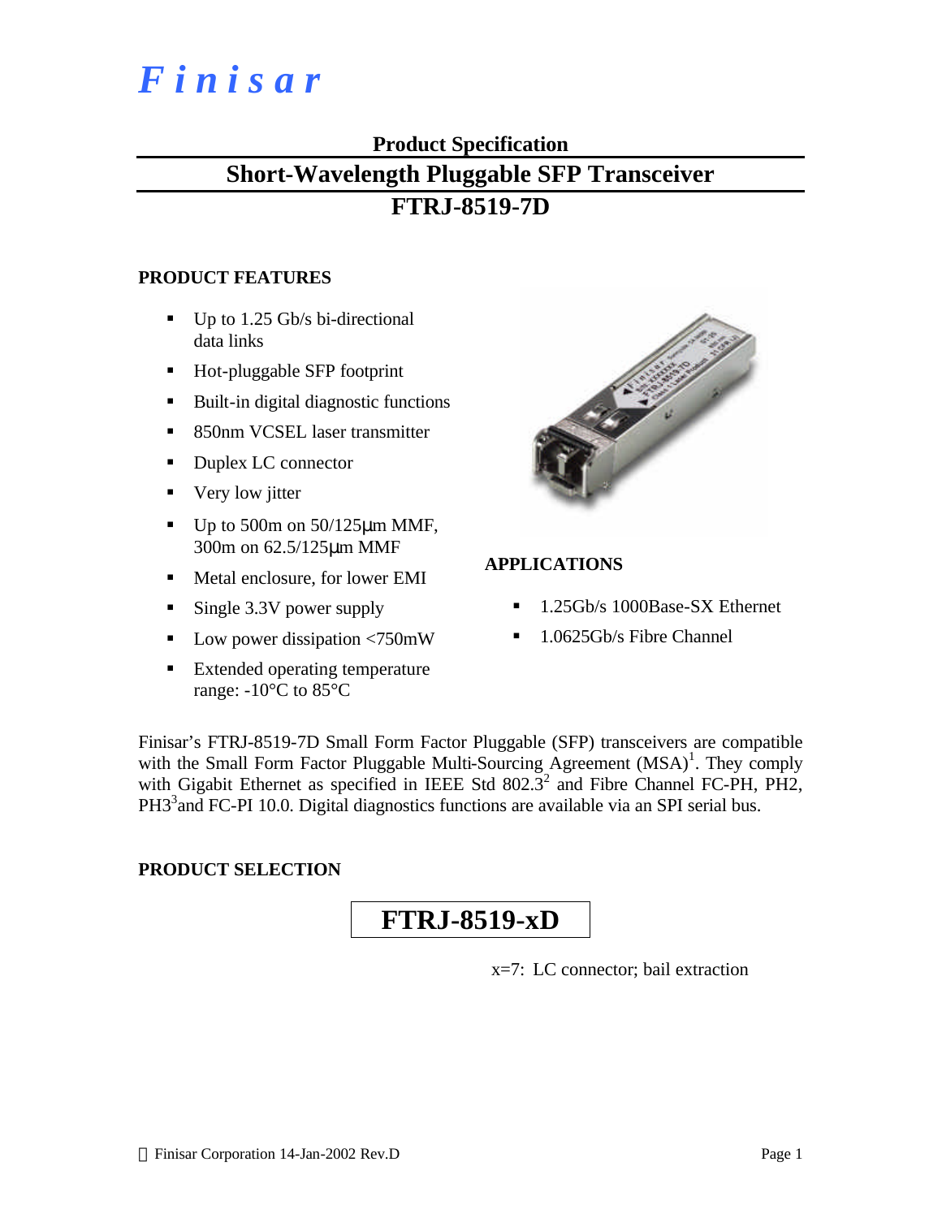# *Finisar*

## Product Specification

## Short-Wavelength Pluggable SFP Transceiver

## FTRJ-8519-7D

### PRODUCT FEATURES

- Up to 1.25 Gb/s bi-directional data links
- Hot-pluggable SFP footprint
- Built-in digital diagnostic functions
- 850nm VCSEL laser transmitter
- Duplex LC connector
- Very low jitter
- Up to 500m on 50/125μm MMF, 300m on 62.5/125μm MMF
- Metal enclosure, for lower EMI
- Single 3.3V power supply
- Low power dissipation <750mW
- Extended operating temperature range: -10°C to 85°C

### APPLICATIONS

- 1.25Gb/s 1000Base-SX Ethernet
- 1.0625Gb/s Fibre Channel

Finisar's FTRJ-8519-7D Small Form Factor Pluggable (SFP) transceivers are compatible with the Small Form Factor Pluggable Multi-Sourcing Agreement (MSA)[1]. They comply with Gigabit Ethernet as specified in IEEE Std 802.3[2] and Fibre Channel FC-PH, PH2, PH3[3] and FC-PI 10.0. Digital diagnostics functions are available via an SPI serial bus.

### PRODUCT SELECTION

**FTRJ-8519-xD**

x=7: LC connector; bail extraction

© Finisar Corporation 14-Jan-2002 Rev.D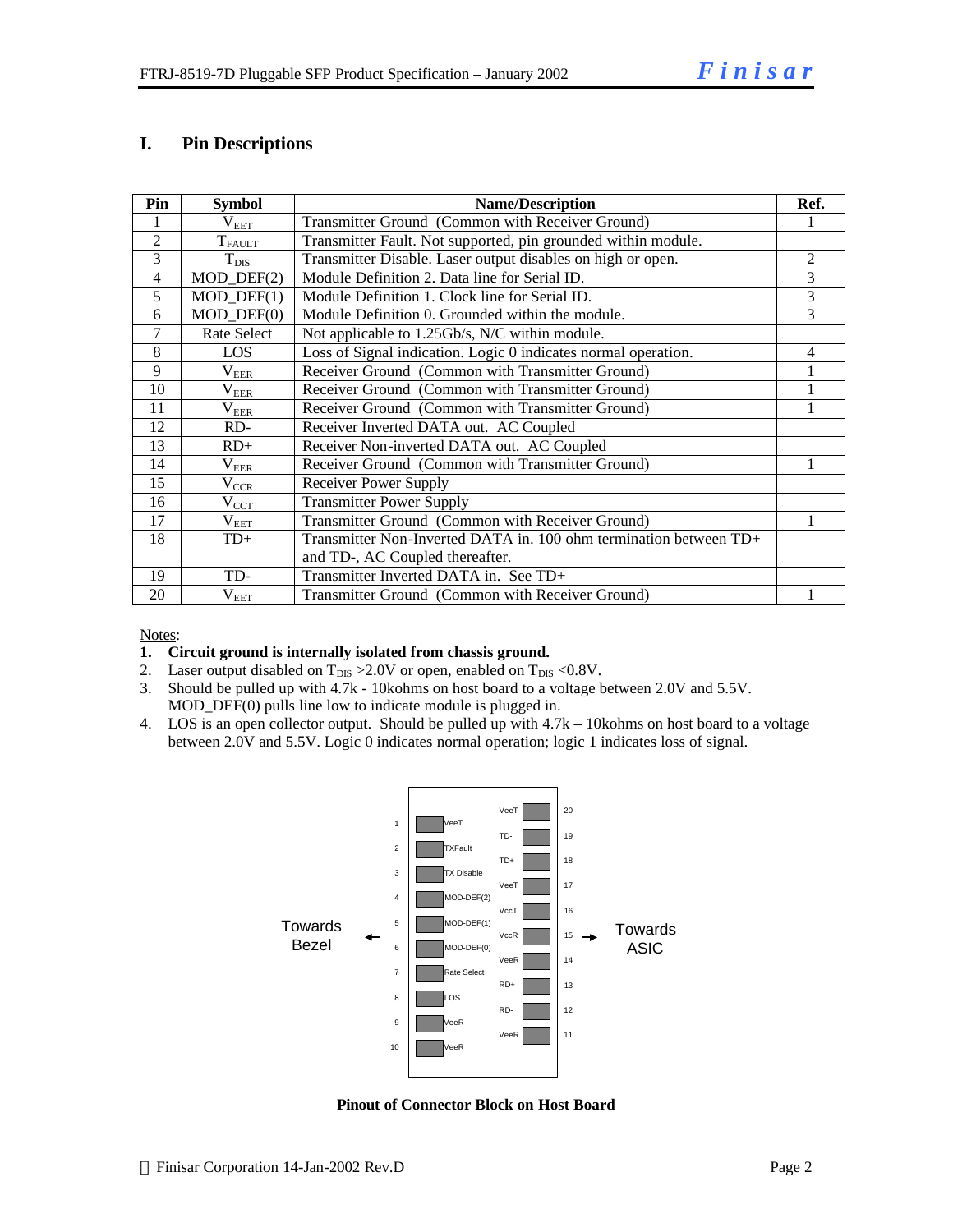## I. Pin Descriptions

| Pin | Symbol | Name/Description | Ref. |
|---|---|---|---|
| 1 | $V_{EET}$ | Transmitter Ground (Common with Receiver Ground) | 1 |
| 2 | $T_{FAULT}$ | Transmitter Fault. Not supported, pin grounded within module. | |
| 3 | $T_{DIS}$ | Transmitter Disable. Laser output disables on high or open. | 2 |
| 4 | MOD_DEF(2) | Module Definition 2. Data line for Serial ID. | 3 |
| 5 | MOD_DEF(1) | Module Definition 1. Clock line for Serial ID. | 3 |
| 6 | MOD_DEF(0) | Module Definition 0. Grounded within the module. | 3 |
| 7 | Rate Select | Not applicable to 1.25Gb/s, N/C within module. | |
| 8 | LOS | Loss of Signal indication. Logic 0 indicates normal operation. | 4 |
| 9 | $V_{EER}$ | Receiver Ground (Common with Transmitter Ground) | 1 |
| 10 | $V_{EER}$ | Receiver Ground (Common with Transmitter Ground) | 1 |
| 11 | $V_{EER}$ | Receiver Ground (Common with Transmitter Ground) | 1 |
| 12 | RD- | Receiver Inverted DATA out. AC Coupled | |
| 13 | RD+ | Receiver Non-inverted DATA out. AC Coupled | |
| 14 | $V_{EER}$ | Receiver Ground (Common with Transmitter Ground) | 1 |
| 15 | $V_{CCR}$ | Receiver Power Supply | |
| 16 | $V_{CCT}$ | Transmitter Power Supply | |
| 17 | $V_{EET}$ | Transmitter Ground (Common with Receiver Ground) | 1 |
| 18 | TD+ | Transmitter Non-Inverted DATA in. 100 ohm termination between TD+ and TD-, AC Coupled thereafter. | |
| 19 | TD- | Transmitter Inverted DATA in. See TD+ | |
| 20 | $V_{EET}$ | Transmitter Ground (Common with Receiver Ground) | 1 |

Notes:

1. **Circuit ground is internally isolated from chassis ground.**
2. Laser output disabled on $T_{DIS}$ >2.0V or open, enabled on $T_{DIS}$ <0.8V.
3. Should be pulled up with 4.7k - 10kohms on host board to a voltage between 2.0V and 5.5V. MOD_DEF(0) pulls line low to indicate module is plugged in.
4. LOS is an open collector output. Should be pulled up with 4.7k – 10kohms on host board to a voltage between 2.0V and 5.5V. Logic 0 indicates normal operation; logic 1 indicates loss of signal.

| Pin | Name | | Name | Pin |
|---|---|---|---|---|
| | | | VeeT | 20 |
| 1 | VeeT | | TD- | 19 |
| 2 | TXFault | | TD+ | 18 |
| 3 | TX Disable | | VeeT | 17 |
| 4 | MOD-DEF(2) | | VccT | 16 |
| 5 | MOD-DEF(1) | | VccR | 15 |
| 6 | MOD-DEF(0) | | VeeR | 14 |
| 7 | Rate Select | | RD+ | 13 |
| 8 | LOS | | RD- | 12 |
| 9 | VeeR | | VeeR | 11 |
| 10 | VeeR | | | |

Towards Bezel ← → Towards ASIC

**Pinout of Connector Block on Host Board**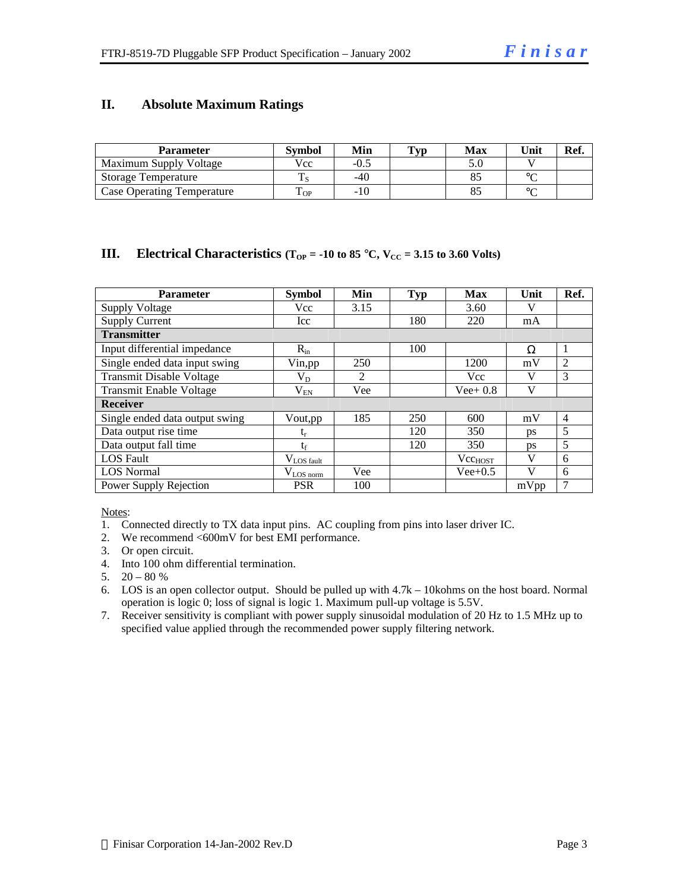## II. Absolute Maximum Ratings

| Parameter | Symbol | Min | Typ | Max | Unit | Ref. |
|---|---|---|---|---|---|---|
| Maximum Supply Voltage | Vcc | -0.5 | | 5.0 | V | |
| Storage Temperature | $T_S$ | -40 | | 85 | °C | |
| Case Operating Temperature | $T_{OP}$ | -10 | | 85 | °C | |

## III. Electrical Characteristics ($T_{OP}$ = -10 to 85 °C, $V_{CC}$ = 3.15 to 3.60 Volts)

| Parameter | Symbol | Min | Typ | Max | Unit | Ref. |
|---|---|---|---|---|---|---|
| Supply Voltage | Vcc | 3.15 | | 3.60 | V | |
| Supply Current | Icc | | 180 | 220 | mA | |
| **Transmitter** | | | | | | |
| Input differential impedance | $R_{in}$ | | 100 | | Ω | 1 |
| Single ended data input swing | Vin,pp | 250 | | 1200 | mV | 2 |
| Transmit Disable Voltage | $V_D$ | 2 | | Vcc | V | 3 |
| Transmit Enable Voltage | $V_{EN}$ | Vee | | Vee+ 0.8 | V | |
| **Receiver** | | | | | | |
| Single ended data output swing | Vout,pp | 185 | 250 | 600 | mV | 4 |
| Data output rise time | $t_r$ | | 120 | 350 | ps | 5 |
| Data output fall time | $t_f$ | | 120 | 350 | ps | 5 |
| LOS Fault | $V_{LOS\ fault}$ | | | $Vcc_{HOST}$ | V | 6 |
| LOS Normal | $V_{LOS\ norm}$ | Vee | | Vee+0.5 | V | 6 |
| Power Supply Rejection | PSR | 100 | | | mVpp | 7 |

Notes:

1. Connected directly to TX data input pins. AC coupling from pins into laser driver IC.
2. We recommend <600mV for best EMI performance.
3. Or open circuit.
4. Into 100 ohm differential termination.
5. 20 – 80 %
6. LOS is an open collector output. Should be pulled up with 4.7k – 10kohms on the host board. Normal operation is logic 0; loss of signal is logic 1. Maximum pull-up voltage is 5.5V.
7. Receiver sensitivity is compliant with power supply sinusoidal modulation of 20 Hz to 1.5 MHz up to specified value applied through the recommended power supply filtering network.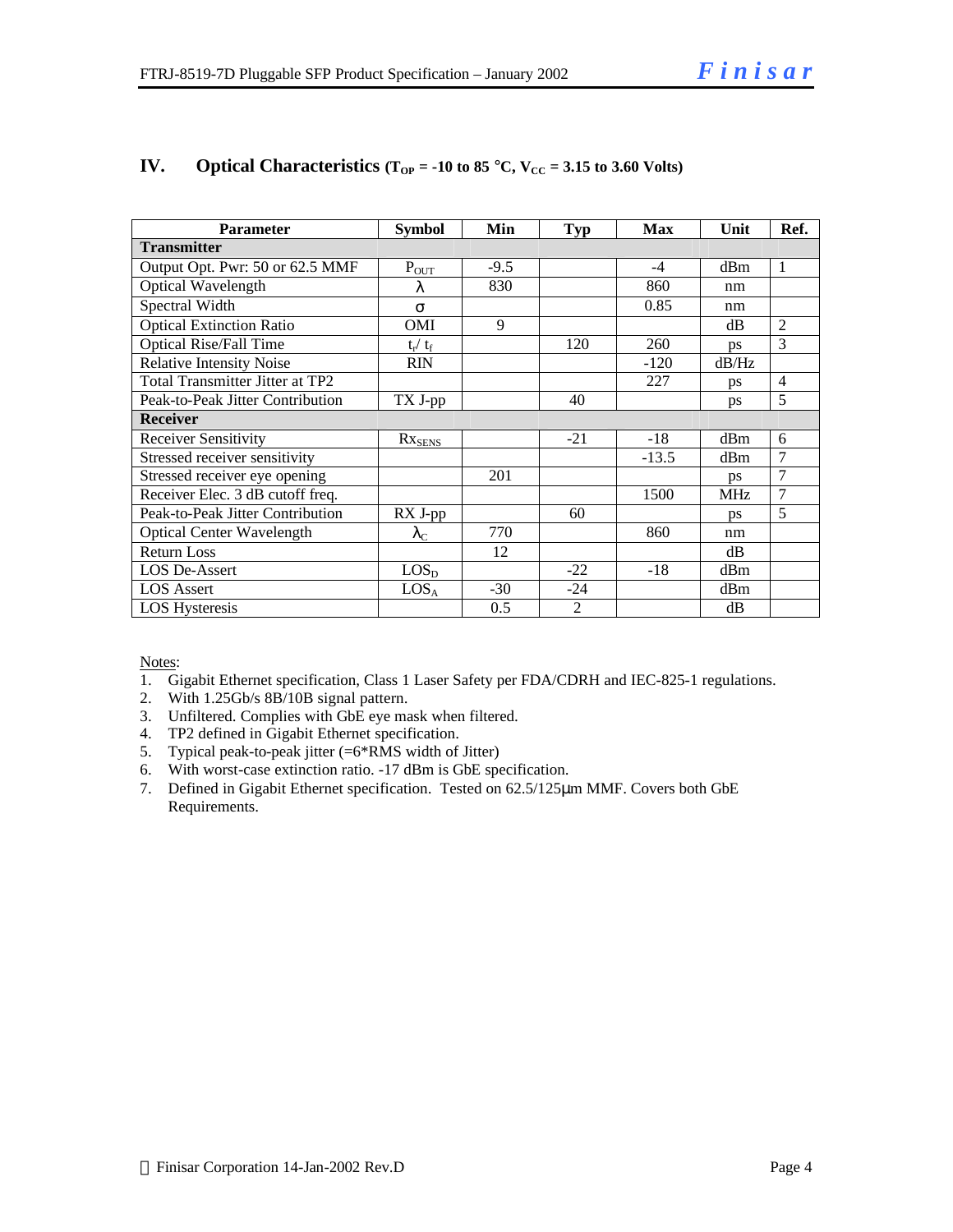## IV. Optical Characteristics ($T_{OP}$ = -10 to 85 °C, $V_{CC}$ = 3.15 to 3.60 Volts)

| Parameter | Symbol | Min | Typ | Max | Unit | Ref. |
|---|---|---|---|---|---|---|
| **Transmitter** | | | | | | |
| Output Opt. Pwr: 50 or 62.5 MMF | $P_{OUT}$ | -9.5 | | -4 | dBm | 1 |
| Optical Wavelength | $\lambda$ | 830 | | 860 | nm | |
| Spectral Width | $\sigma$ | | | 0.85 | nm | |
| Optical Extinction Ratio | OMI | 9 | | | dB | 2 |
| Optical Rise/Fall Time | $t_r$/ $t_f$ | | 120 | 260 | ps | 3 |
| Relative Intensity Noise | RIN | | | -120 | dB/Hz | |
| Total Transmitter Jitter at TP2 | | | | 227 | ps | 4 |
| Peak-to-Peak Jitter Contribution | TX J-pp | | 40 | | ps | 5 |
| **Receiver** | | | | | | |
| Receiver Sensitivity | $Rx_{SENS}$ | | -21 | -18 | dBm | 6 |
| Stressed receiver sensitivity | | | | -13.5 | dBm | 7 |
| Stressed receiver eye opening | | 201 | | | ps | 7 |
| Receiver Elec. 3 dB cutoff freq. | | | | 1500 | MHz | 7 |
| Peak-to-Peak Jitter Contribution | RX J-pp | | 60 | | ps | 5 |
| Optical Center Wavelength | $\lambda_C$ | 770 | | 860 | nm | |
| Return Loss | | 12 | | | dB | |
| LOS De-Assert | $LOS_D$ | | -22 | -18 | dBm | |
| LOS Assert | $LOS_A$ | -30 | -24 | | dBm | |
| LOS Hysteresis | | 0.5 | 2 | | dB | |

Notes:

1. Gigabit Ethernet specification, Class 1 Laser Safety per FDA/CDRH and IEC-825-1 regulations.
2. With 1.25Gb/s 8B/10B signal pattern.
3. Unfiltered. Complies with GbE eye mask when filtered.
4. TP2 defined in Gigabit Ethernet specification.
5. Typical peak-to-peak jitter (=6*RMS width of Jitter)
6. With worst-case extinction ratio. -17 dBm is GbE specification.
7. Defined in Gigabit Ethernet specification. Tested on 62.5/125μm MMF. Covers both GbE Requirements.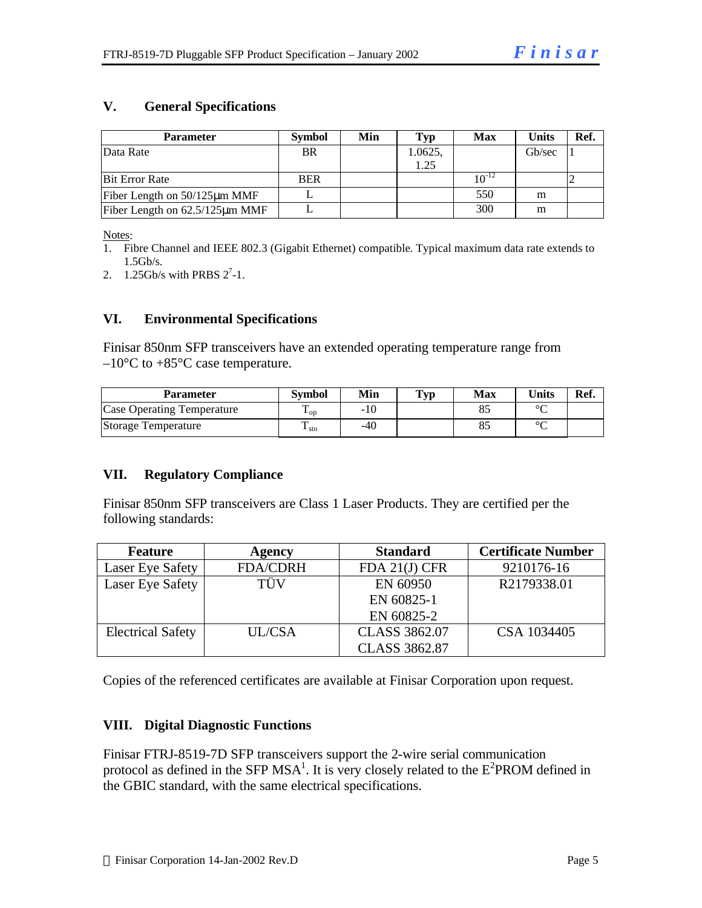## V. General Specifications

| Parameter | Symbol | Min | Typ | Max | Units | Ref. |
| --- | --- | --- | --- | --- | --- | --- |
| Data Rate | BR | | 1.0625, 1.25 | | Gb/sec | 1 |
| Bit Error Rate | BER | | | $10^{-12}$ | | 2 |
| Fiber Length on 50/125μm MMF | L | | | 550 | m | |
| Fiber Length on 62.5/125μm MMF | L | | | 300 | m | |

Notes:

1. Fibre Channel and IEEE 802.3 (Gigabit Ethernet) compatible. Typical maximum data rate extends to 1.5Gb/s.
2. 1.25Gb/s with PRBS $2^7$-1.

## VI. Environmental Specifications

Finisar 850nm SFP transceivers have an extended operating temperature range from –10°C to +85°C case temperature.

| Parameter | Symbol | Min | Typ | Max | Units | Ref. |
| --- | --- | --- | --- | --- | --- | --- |
| Case Operating Temperature | $T_{op}$ | -10 | | 85 | °C | |
| Storage Temperature | $T_{sto}$ | -40 | | 85 | °C | |

## VII. Regulatory Compliance

Finisar 850nm SFP transceivers are Class 1 Laser Products. They are certified per the following standards:

| Feature | Agency | Standard | Certificate Number |
| --- | --- | --- | --- |
| Laser Eye Safety | FDA/CDRH | FDA 21(J) CFR | 9210176-16 |
| Laser Eye Safety | TÜV | EN 60950<br>EN 60825-1<br>EN 60825-2 | R2179338.01 |
| Electrical Safety | UL/CSA | CLASS 3862.07<br>CLASS 3862.87 | CSA 1034405 |

Copies of the referenced certificates are available at Finisar Corporation upon request.

## VIII. Digital Diagnostic Functions

Finisar FTRJ-8519-7D SFP transceivers support the 2-wire serial communication protocol as defined in the SFP MSA[1]. It is very closely related to the $E^2$PROM defined in the GBIC standard, with the same electrical specifications.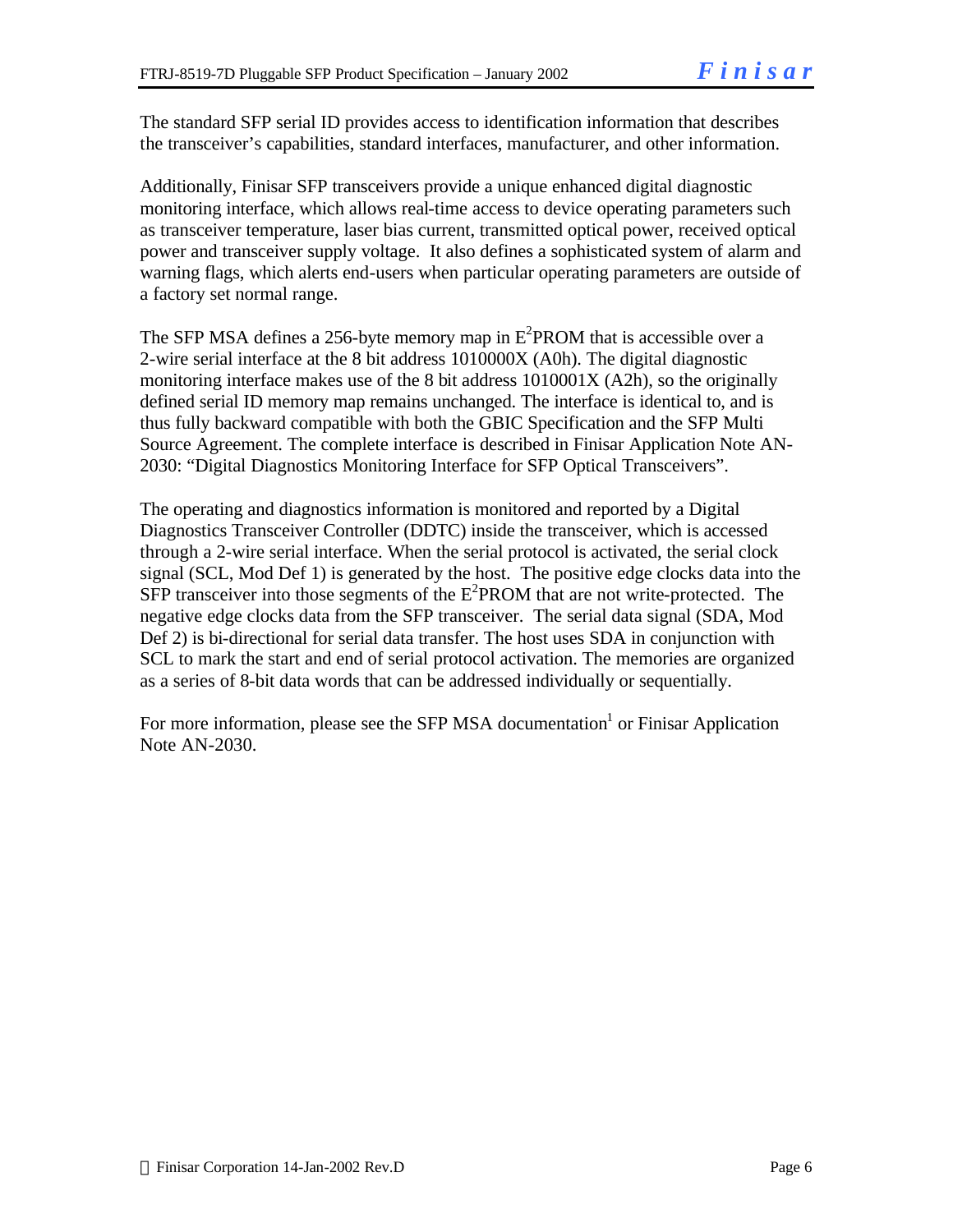The standard SFP serial ID provides access to identification information that describes the transceiver's capabilities, standard interfaces, manufacturer, and other information.

Additionally, Finisar SFP transceivers provide a unique enhanced digital diagnostic monitoring interface, which allows real-time access to device operating parameters such as transceiver temperature, laser bias current, transmitted optical power, received optical power and transceiver supply voltage. It also defines a sophisticated system of alarm and warning flags, which alerts end-users when particular operating parameters are outside of a factory set normal range.

The SFP MSA defines a 256-byte memory map in $E^2$PROM that is accessible over a 2-wire serial interface at the 8 bit address 1010000X (A0h). The digital diagnostic monitoring interface makes use of the 8 bit address 1010001X (A2h), so the originally defined serial ID memory map remains unchanged. The interface is identical to, and is thus fully backward compatible with both the GBIC Specification and the SFP Multi Source Agreement. The complete interface is described in Finisar Application Note AN-2030: "Digital Diagnostics Monitoring Interface for SFP Optical Transceivers".

The operating and diagnostics information is monitored and reported by a Digital Diagnostics Transceiver Controller (DDTC) inside the transceiver, which is accessed through a 2-wire serial interface. When the serial protocol is activated, the serial clock signal (SCL, Mod Def 1) is generated by the host. The positive edge clocks data into the SFP transceiver into those segments of the $E^2$PROM that are not write-protected. The negative edge clocks data from the SFP transceiver. The serial data signal (SDA, Mod Def 2) is bi-directional for serial data transfer. The host uses SDA in conjunction with SCL to mark the start and end of serial protocol activation. The memories are organized as a series of 8-bit data words that can be addressed individually or sequentially.

For more information, please see the SFP MSA documentation[1] or Finisar Application Note AN-2030.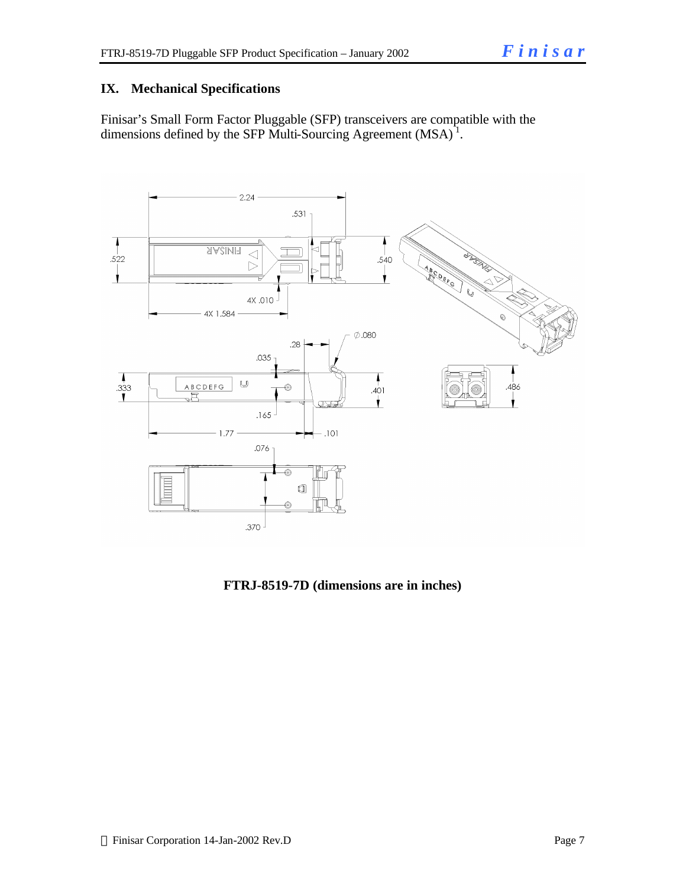## IX. Mechanical Specifications

Finisar's Small Form Factor Pluggable (SFP) transceivers are compatible with the dimensions defined by the SFP Multi-Sourcing Agreement (MSA)[1].

**FTRJ-8519-7D (dimensions are in inches)**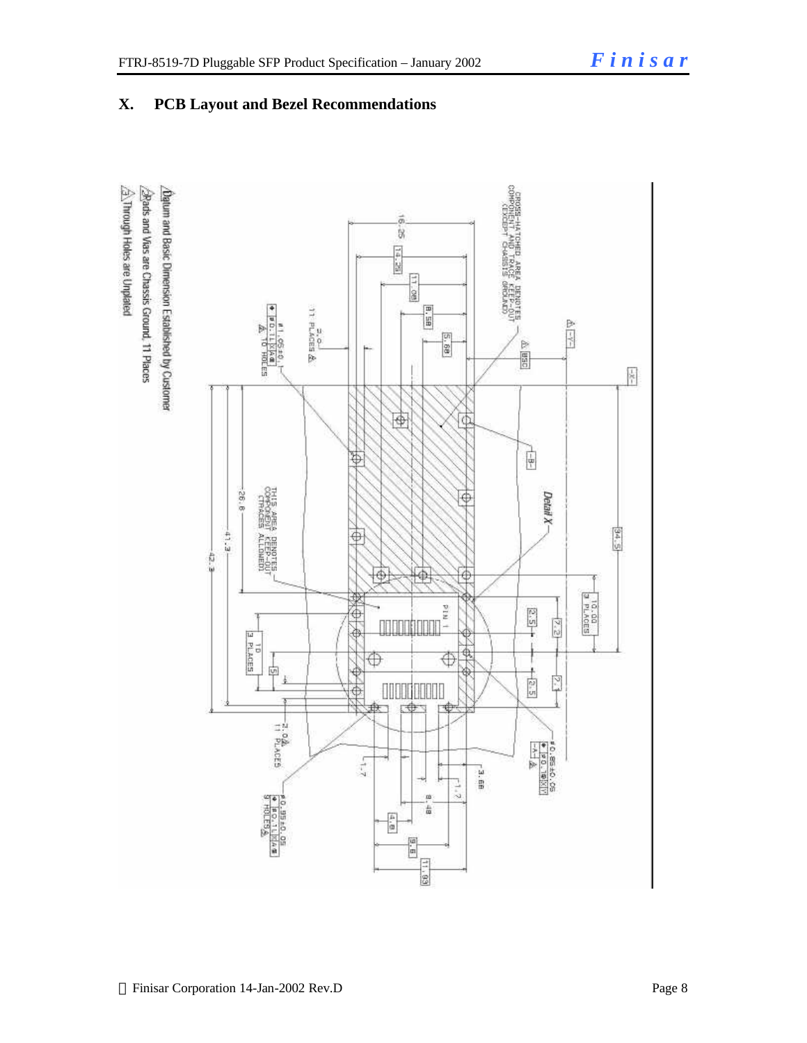## X. PCB Layout and Bezel Recommendations

CROSS-HATCHED AREA DENOTES COMPONENT AND TRACE KEEP-OUT (EXCEPT CHASSIS GROUND)

THIS AREA DENOTES COMPONENT KEEP-OUT (TRACES ALLOWED)

Detail X

PIN 1

16.25, 14.25, 11.08, 8.58, 5.68, 8.58

34.5, 10.00 3 PLACES, 7.2, 2.5, 7.1, 2.5

26.8, 41.3, 42.3, 10 3 PLACES, 5

11 PLACES 2.0

ø1.05±0.1 ⊕ ø0.1 X A B 3 TO HOLES

ø0.85±0.05 ⊕ ø0.1 X Y -A-

2.0 11 PLACES

ø0.95±0.05 ⊕ ø0.1 X A B 9 HOLES

1.7, 3.68, 1.7, 8.48, 4.8, 9.6, 11.93

-X-, -Y-, -B-

1. Datum and Basic Dimension Established by Customer
2. Pads and Vias are Chassis Ground, 11 Places
3. Through Holes are Unplated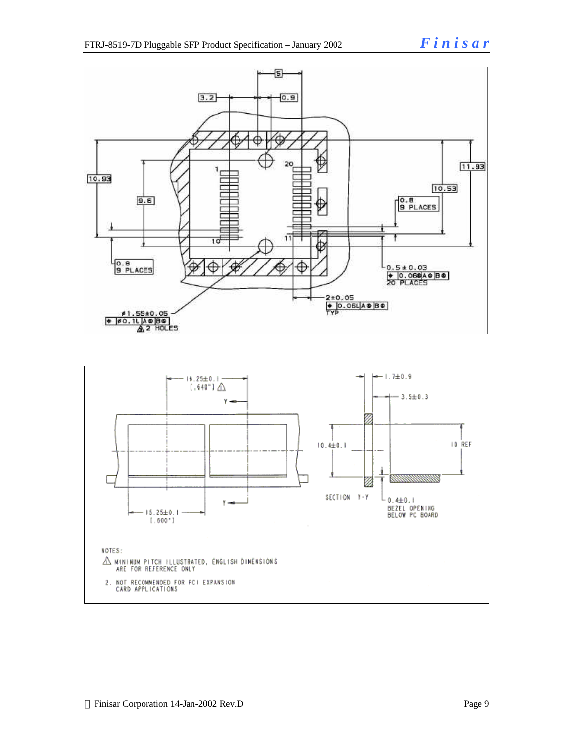5

3.2 &nbsp;&nbsp;&nbsp; 0.9

10.93

9.6

1 &nbsp;&nbsp; 20

10 &nbsp;&nbsp; 11

11.93

10.53

0.8
9 PLACES

0.8
9 PLACES

0.5 ± 0.03
⌖ 0.06Ⓜ A Ⓜ B Ⓜ
20 PLACES

2±0.05
⌖ 0.06L A Ⓜ B Ⓜ
TYP

ø1.55±0.05
⌖ ø0.1L A Ⓜ B Ⓜ
2 HOLES

16.25±0.1
[.640"] ⚠

Y

Y

15.25±0.1
[.600"]

1.7±0.9

3.5±0.3

10.4±0.1

10 REF

SECTION Y-Y

0.4±0.1
BEZEL OPENING
BELOW PC BOARD

NOTES:

⚠ MINIMUM PITCH ILLUSTRATED, ENGLISH DIMENSIONS ARE FOR REFERENCE ONLY

2. NOT RECOMMENDED FOR PCI EXPANSION CARD APPLICATIONS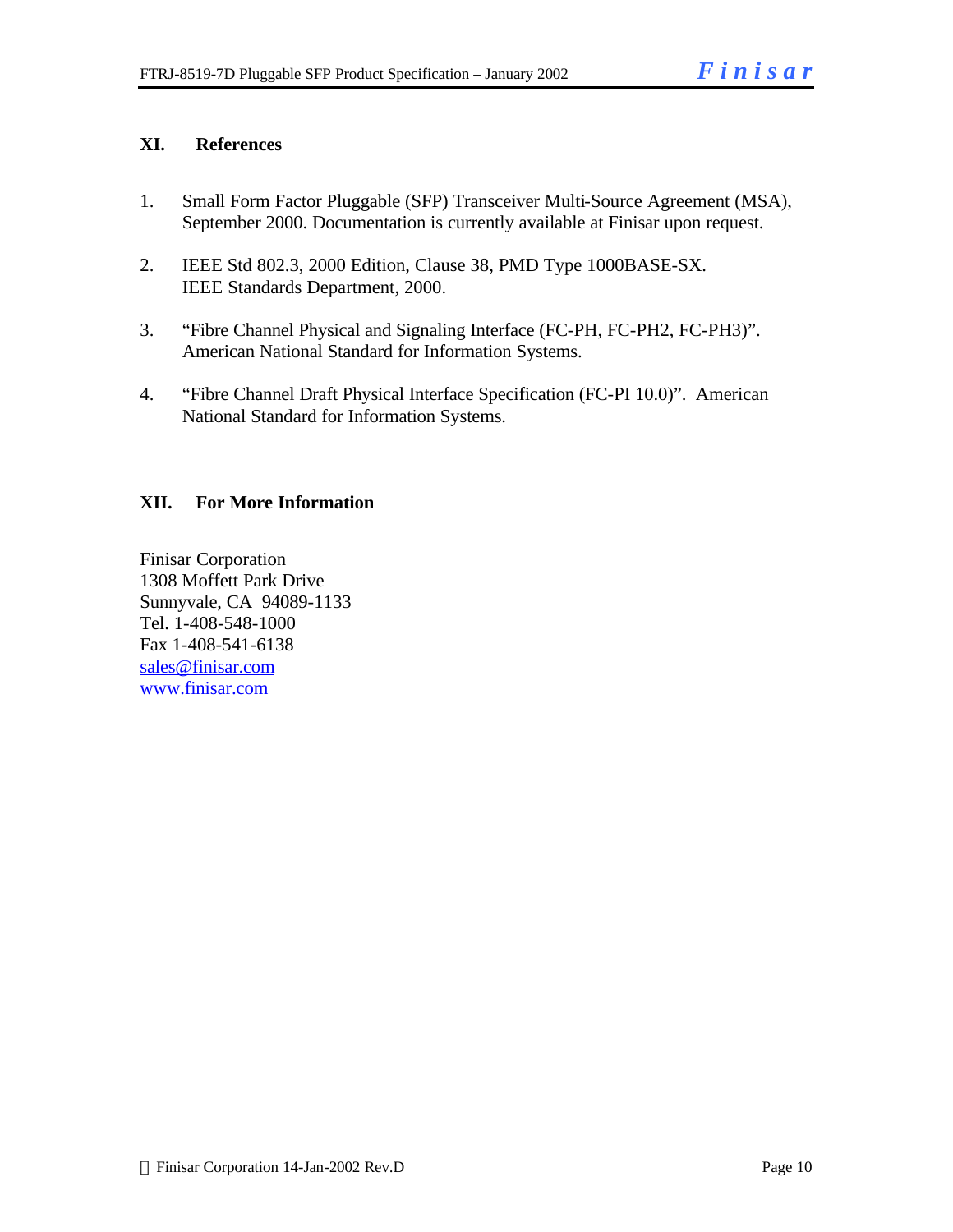## XI. References

1. Small Form Factor Pluggable (SFP) Transceiver Multi-Source Agreement (MSA), September 2000. Documentation is currently available at Finisar upon request.

2. IEEE Std 802.3, 2000 Edition, Clause 38, PMD Type 1000BASE-SX. IEEE Standards Department, 2000.

3. "Fibre Channel Physical and Signaling Interface (FC-PH, FC-PH2, FC-PH3)". American National Standard for Information Systems.

4. "Fibre Channel Draft Physical Interface Specification (FC-PI 10.0)". American National Standard for Information Systems.

## XII. For More Information

Finisar Corporation
1308 Moffett Park Drive
Sunnyvale, CA 94089-1133
Tel. 1-408-548-1000
Fax 1-408-541-6138
sales@finisar.com
www.finisar.com